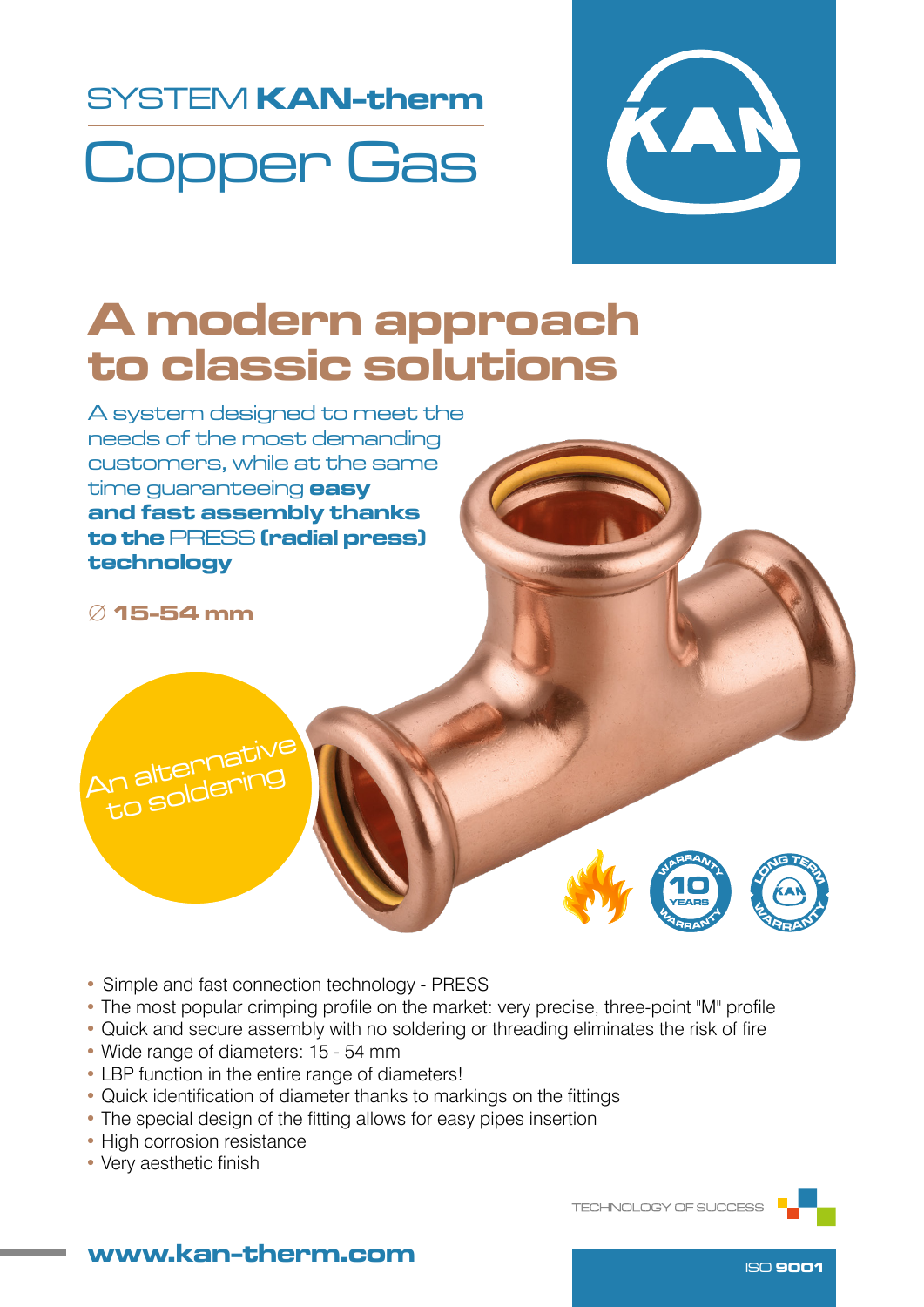SYSTEM **KAN-therm**

# Copper Gas

## A modern approach to classic solutions

A system designed to meet the needs of the most demanding customers, while at the same time guaranteeing **easy and fast assembly thanks to the** PRESS **(radial press) technology**

∅ **15-54 mm**

An alternative to soldering

- Simple and fast connection technology - PRESS
- The most popular crimping profile on the market: very precise, three-point "M" profile
- Quick and secure assembly with no soldering or threading eliminates the risk of fire
- Wide range of diameters: 15 - 54 mm
- LBP function in the entire range of diameters!
- Quick identification of diameter thanks to markings on the fittings
- The special design of the fitting allows for easy pipes insertion
- High corrosion resistance
- Very aesthetic finish

TECHNOLOGY OF SUCCESS

**www.kan-therm.com**

ISO **9001**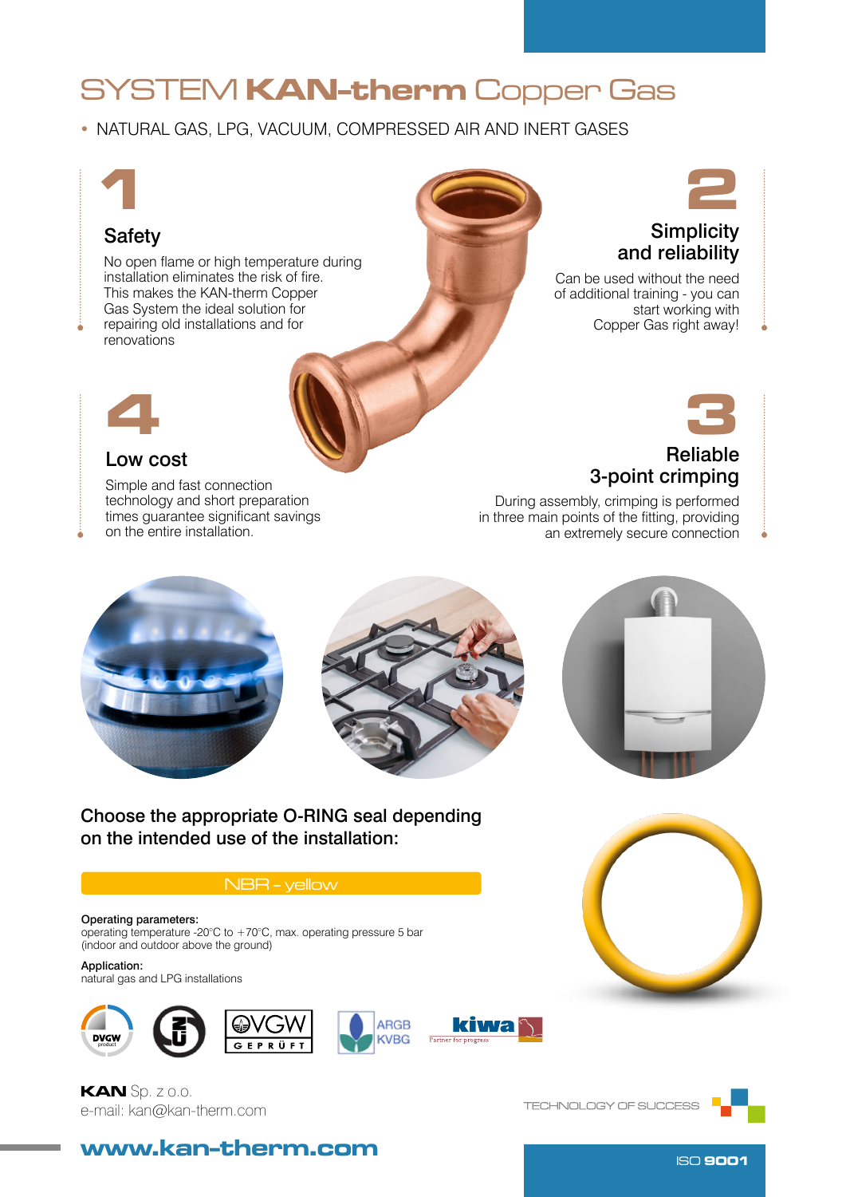# SYSTEM **KAN-therm** Copper Gas

- NATURAL GAS, LPG, VACUUM, COMPRESSED AIR AND INERT GASES

## 1

### Safety

No open flame or high temperature during installation eliminates the risk of fire. This makes the KAN-therm Copper Gas System the ideal solution for repairing old installations and for renovations

## 2

### Simplicity and reliability

Can be used without the need of additional training - you can start working with Copper Gas right away!

## 4

### Low cost

Simple and fast connection technology and short preparation times guarantee significant savings on the entire installation.

## 3

### Reliable 3-point crimping

During assembly, crimping is performed in three main points of the fitting, providing an extremely secure connection

### Choose the appropriate O-RING seal depending on the intended use of the installation:

NBR - yellow

**Operating parameters:**
operating temperature -20°C to +70°C, max. operating pressure 5 bar (indoor and outdoor above the ground)

**Application:**
natural gas and LPG installations

DVGW product | ÖVGW GEPRÜFT | ARGB KVBG | kiwa Partner for progress

**KAN** Sp. z o.o.
e-mail: kan@kan-therm.com

**www.kan-therm.com**

TECHNOLOGY OF SUCCESS

ISO **9001**